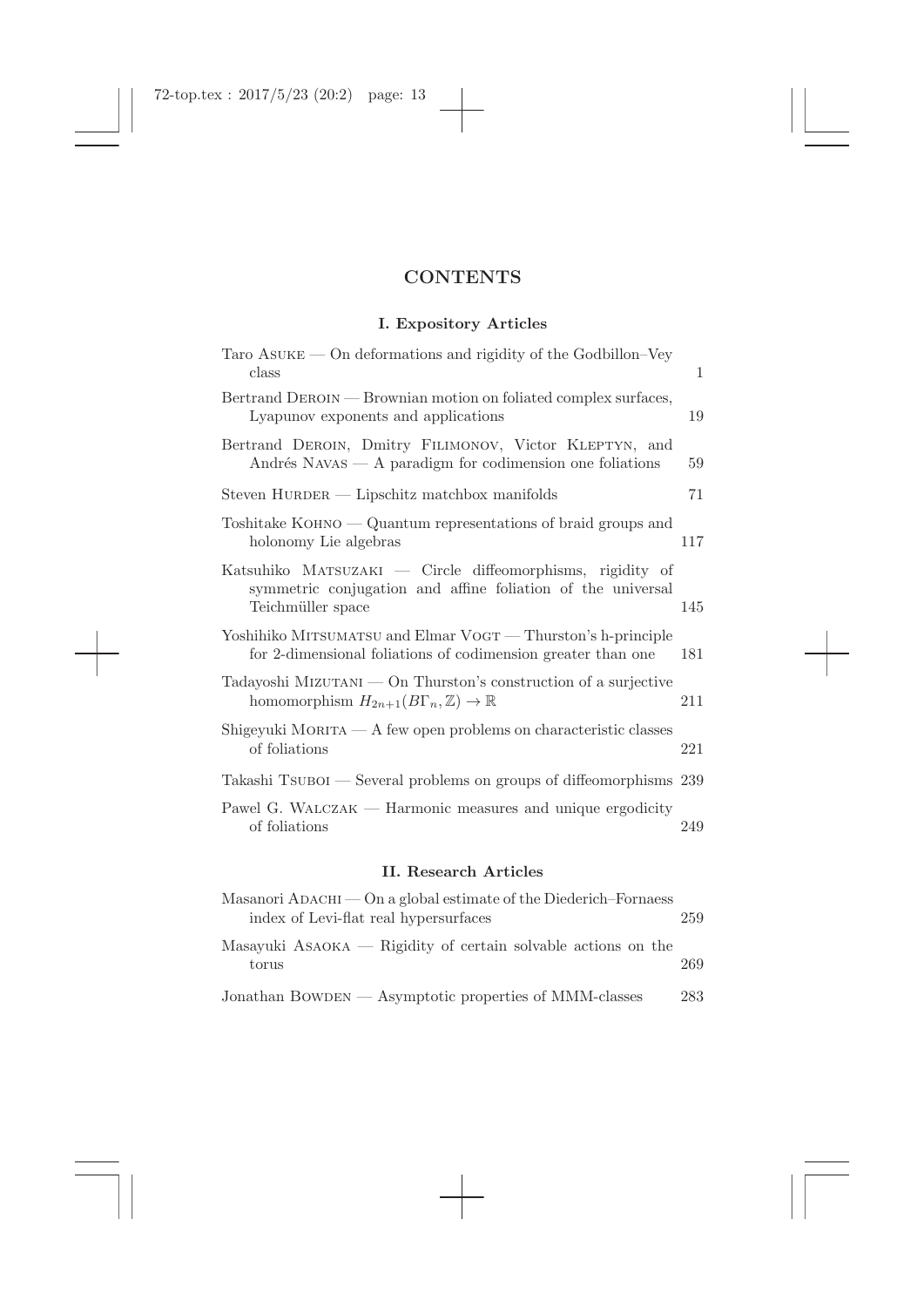# CONTENTS

## I. Expository Articles

Taro ASUKE — On deformations and rigidity of the Godbillon–Vey class 1

Bertrand DEROIN — Brownian motion on foliated complex surfaces, Lyapunov exponents and applications 19

Bertrand DEROIN, Dmitry FILIMONOV, Victor KLEPTYN, and Andrés NAVAS — A paradigm for codimension one foliations 59

Steven HURDER — Lipschitz matchbox manifolds 71

Toshitake KOHNO — Quantum representations of braid groups and holonomy Lie algebras 117

Katsuhiko MATSUZAKI — Circle diffeomorphisms, rigidity of symmetric conjugation and affine foliation of the universal Teichmüller space 145

Yoshihiko MITSUMATSU and Elmar VOGT — Thurston's h-principle for 2-dimensional foliations of codimension greater than one 181

Tadayoshi MIZUTANI — On Thurston's construction of a surjective homomorphism $H_{2n+1}(B\Gamma_n, \mathbb{Z}) \to \mathbb{R}$ 211

Shigeyuki MORITA — A few open problems on characteristic classes of foliations 221

Takashi TSUBOI — Several problems on groups of diffeomorphisms 239

Pawel G. WALCZAK — Harmonic measures and unique ergodicity of foliations 249

## II. Research Articles

Masanori ADACHI — On a global estimate of the Diederich–Fornaess index of Levi-flat real hypersurfaces 259

Masayuki ASAOKA — Rigidity of certain solvable actions on the torus 269

Jonathan BOWDEN — Asymptotic properties of MMM-classes 283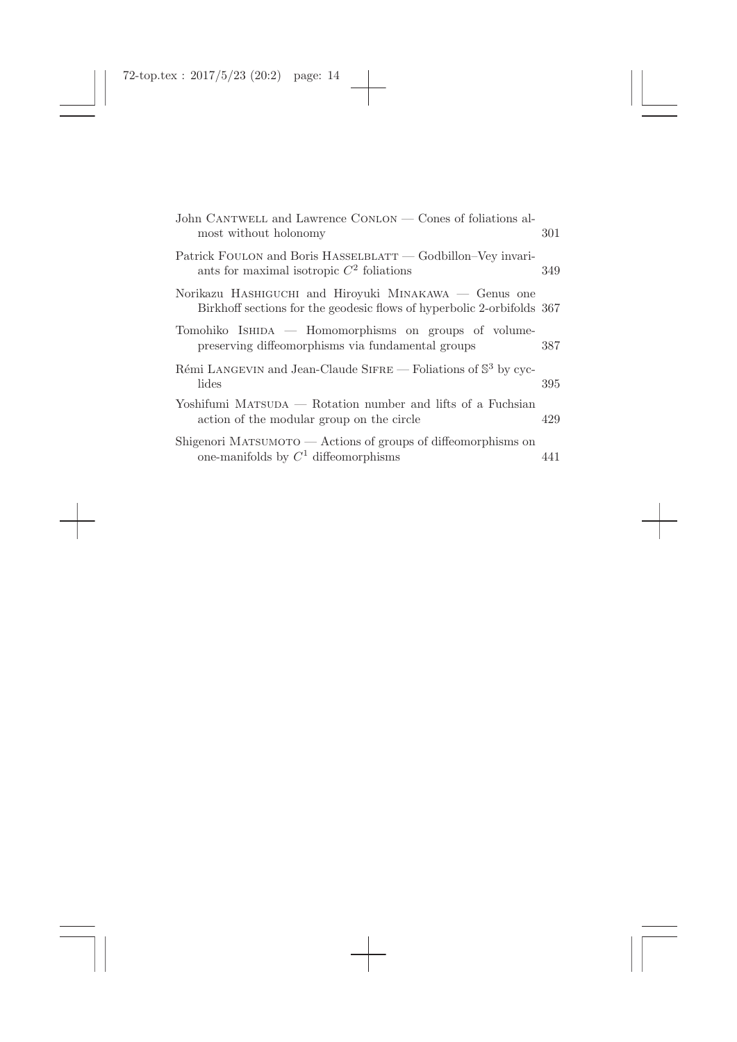John CANTWELL and Lawrence CONLON — Cones of foliations almost without holonomy 301

Patrick FOULON and Boris HASSELBLATT — Godbillon–Vey invariants for maximal isotropic $C^2$ foliations 349

Norikazu HASHIGUCHI and Hiroyuki MINAKAWA — Genus one Birkhoff sections for the geodesic flows of hyperbolic 2-orbifolds 367

Tomohiko ISHIDA — Homomorphisms on groups of volume-preserving diffeomorphisms via fundamental groups 387

Rémi LANGEVIN and Jean-Claude SIFRE — Foliations of $\mathbb{S}^3$ by cyclides 395

Yoshifumi MATSUDA — Rotation number and lifts of a Fuchsian action of the modular group on the circle 429

Shigenori MATSUMOTO — Actions of groups of diffeomorphisms on one-manifolds by $C^1$ diffeomorphisms 441